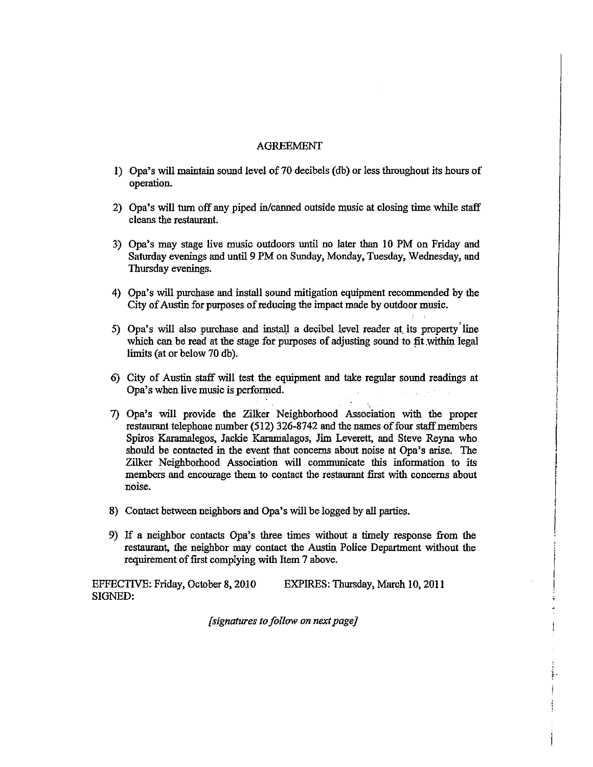# AGREEMENT

1) Opa's will maintain sound level of 70 decibels (db) or less throughout its hours of operation.

2) Opa's will turn off any piped in/canned outside music at closing time while staff cleans the restaurant.

3) Opa's may stage live music outdoors until no later than 10 PM on Friday and Saturday evenings and until 9 PM on Sunday, Monday, Tuesday, Wednesday, and Thursday evenings.

4) Opa's will purchase and install sound mitigation equipment recommended by the City of Austin for purposes of reducing the impact made by outdoor music.

5) Opa's will also purchase and install a decibel level reader at its property line which can be read at the stage for purposes of adjusting sound to fit within legal limits (at or below 70 db).

6) City of Austin staff will test the equipment and take regular sound readings at Opa's when live music is performed.

7) Opa's will provide the Zilker Neighborhood Association with the proper restaurant telephone number (512) 326-8742 and the names of four staff members Spiros Karamalegos, Jackie Karamalagos, Jim Leverett, and Steve Reyna who should be contacted in the event that concerns about noise at Opa's arise. The Zilker Neighborhood Association will communicate this information to its members and encourage them to contact the restaurant first with concerns about noise.

8) Contact between neighbors and Opa's will be logged by all parties.

9) If a neighbor contacts Opa's three times without a timely response from the restaurant, the neighbor may contact the Austin Police Department without the requirement of first complying with Item 7 above.

EFFECTIVE: Friday, October 8, 2010 EXPIRES: Thursday, March 10, 2011

SIGNED:

*[signatures to follow on next page]*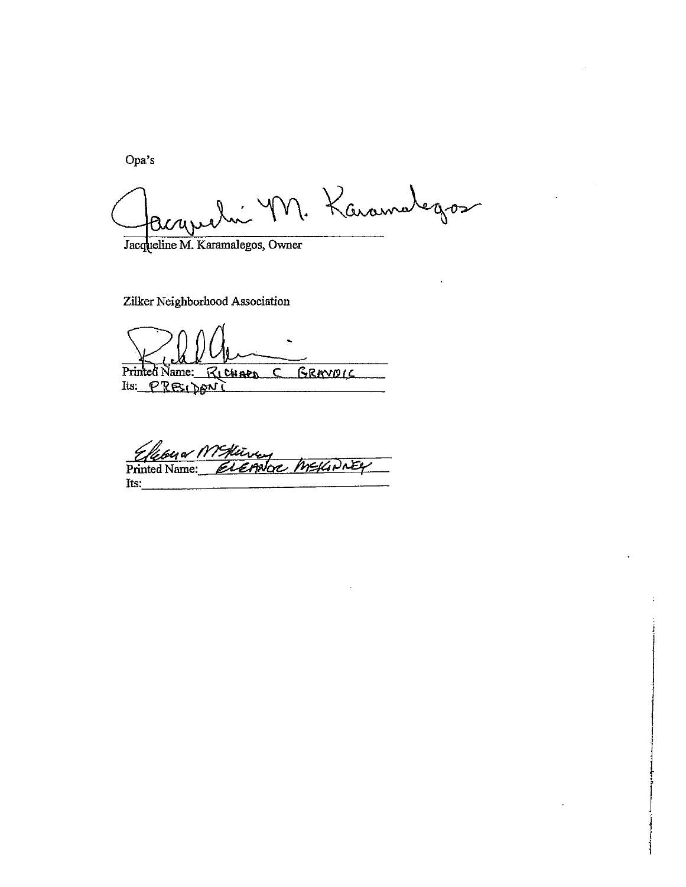Opa's

Jacqueline M. Karamalegos

Jacqueline M. Karamalegos, Owner

Zilker Neighborhood Association

Printed Name: RICHARD C GRAVOIC
Its: PRESIDENT

Eleanor McKinney

Printed Name: ELEANOR MCKINNEY
Its: ______________________